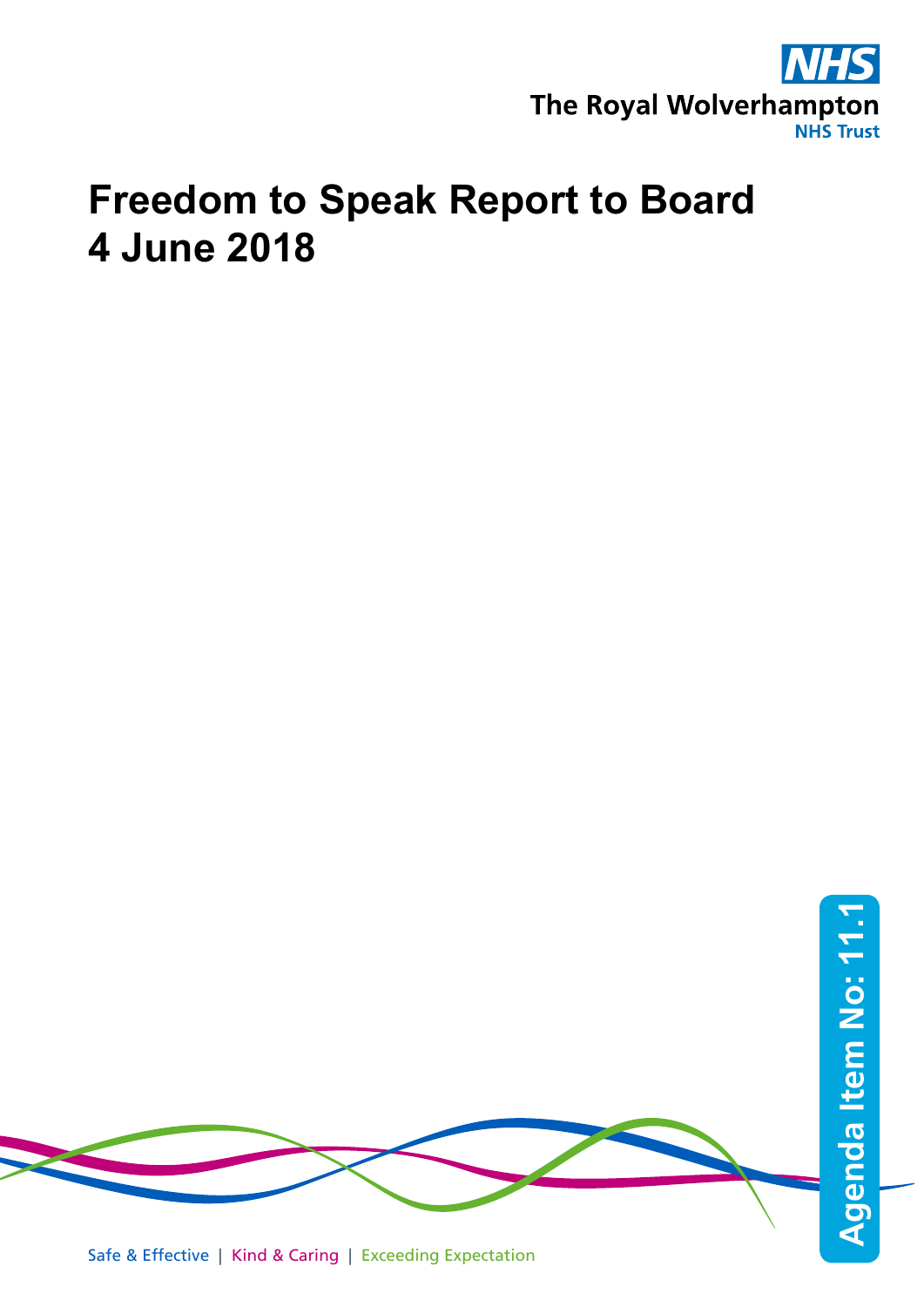NHS

The Royal Wolverhampton

NHS Trust

# Freedom to Speak Report to Board
# 4 June 2018

Agenda Item No: 11.1

Safe & Effective | Kind & Caring | Exceeding Expectation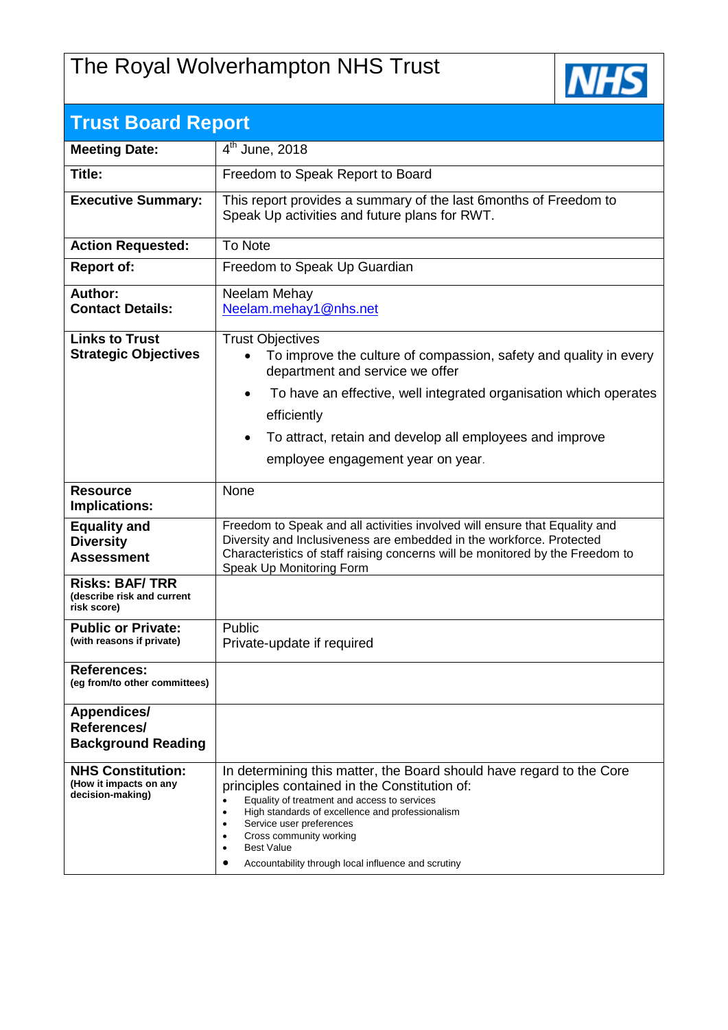# The Royal Wolverhampton NHS Trust

## Trust Board Report

| | |
|---|---|
| **Meeting Date:** | 4th June, 2018 |
| **Title:** | Freedom to Speak Report to Board |
| **Executive Summary:** | This report provides a summary of the last 6months of Freedom to Speak Up activities and future plans for RWT. |
| **Action Requested:** | To Note |
| **Report of:** | Freedom to Speak Up Guardian |
| **Author:**<br>**Contact Details:** | Neelam Mehay<br>Neelam.mehay1@nhs.net |
| **Links to Trust Strategic Objectives** | Trust Objectives<br>• To improve the culture of compassion, safety and quality in every department and service we offer<br>• To have an effective, well integrated organisation which operates efficiently<br>• To attract, retain and develop all employees and improve employee engagement year on year. |
| **Resource Implications:** | None |
| **Equality and Diversity Assessment** | Freedom to Speak and all activities involved will ensure that Equality and Diversity and Inclusiveness are embedded in the workforce. Protected Characteristics of staff raising concerns will be monitored by the Freedom to Speak Up Monitoring Form |
| **Risks: BAF/ TRR**<br>(describe risk and current risk score) | |
| **Public or Private:**<br>(with reasons if private) | Public<br>Private-update if required |
| **References:**<br>(eg from/to other committees) | |
| **Appendices/ References/ Background Reading** | |
| **NHS Constitution:**<br>(How it impacts on any decision-making) | In determining this matter, the Board should have regard to the Core principles contained in the Constitution of:<br>• Equality of treatment and access to services<br>• High standards of excellence and professionalism<br>• Service user preferences<br>• Cross community working<br>• Best Value<br>• Accountability through local influence and scrutiny |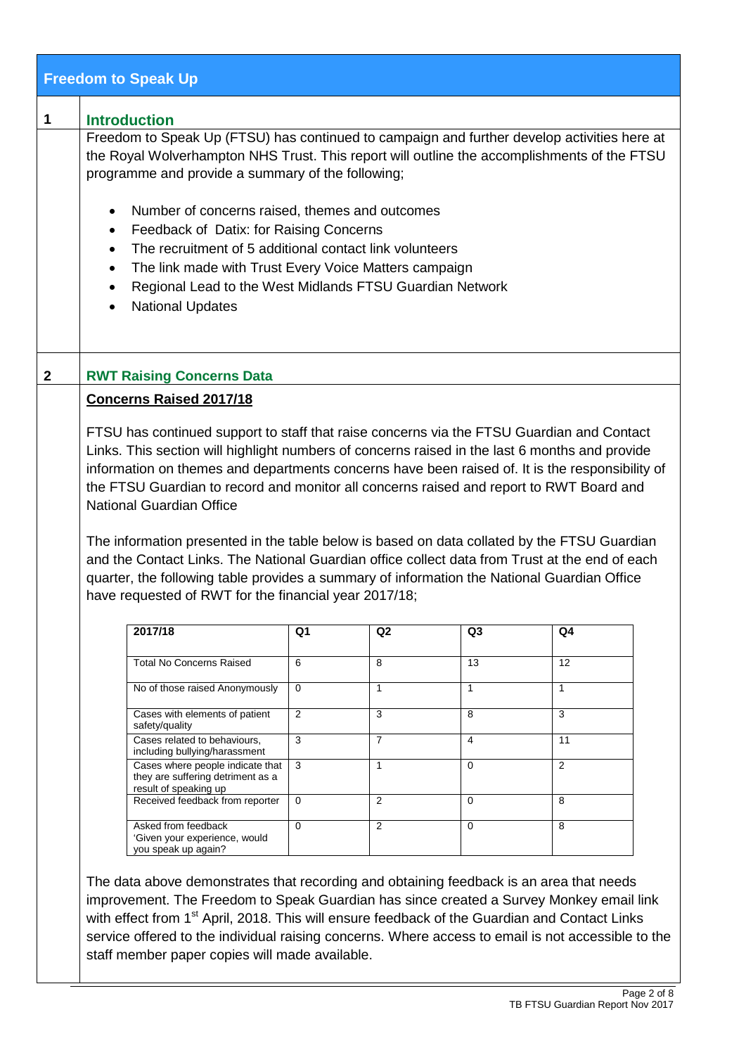# Freedom to Speak Up

## 1 Introduction

Freedom to Speak Up (FTSU) has continued to campaign and further develop activities here at the Royal Wolverhampton NHS Trust. This report will outline the accomplishments of the FTSU programme and provide a summary of the following;

- Number of concerns raised, themes and outcomes
- Feedback of Datix: for Raising Concerns
- The recruitment of 5 additional contact link volunteers
- The link made with Trust Every Voice Matters campaign
- Regional Lead to the West Midlands FTSU Guardian Network
- National Updates

## 2 RWT Raising Concerns Data

**Concerns Raised 2017/18**

FTSU has continued support to staff that raise concerns via the FTSU Guardian and Contact Links. This section will highlight numbers of concerns raised in the last 6 months and provide information on themes and departments concerns have been raised of. It is the responsibility of the FTSU Guardian to record and monitor all concerns raised and report to RWT Board and National Guardian Office

The information presented in the table below is based on data collated by the FTSU Guardian and the Contact Links. The National Guardian office collect data from Trust at the end of each quarter, the following table provides a summary of information the National Guardian Office have requested of RWT for the financial year 2017/18;

| 2017/18 | Q1 | Q2 | Q3 | Q4 |
|---|---|---|---|---|
| Total No Concerns Raised | 6 | 8 | 13 | 12 |
| No of those raised Anonymously | 0 | 1 | 1 | 1 |
| Cases with elements of patient safety/quality | 2 | 3 | 8 | 3 |
| Cases related to behaviours, including bullying/harassment | 3 | 7 | 4 | 11 |
| Cases where people indicate that they are suffering detriment as a result of speaking up | 3 | 1 | 0 | 2 |
| Received feedback from reporter | 0 | 2 | 0 | 8 |
| Asked from feedback 'Given your experience, would you speak up again? | 0 | 2 | 0 | 8 |

The data above demonstrates that recording and obtaining feedback is an area that needs improvement. The Freedom to Speak Guardian has since created a Survey Monkey email link with effect from 1st April, 2018. This will ensure feedback of the Guardian and Contact Links service offered to the individual raising concerns. Where access to email is not accessible to the staff member paper copies will made available.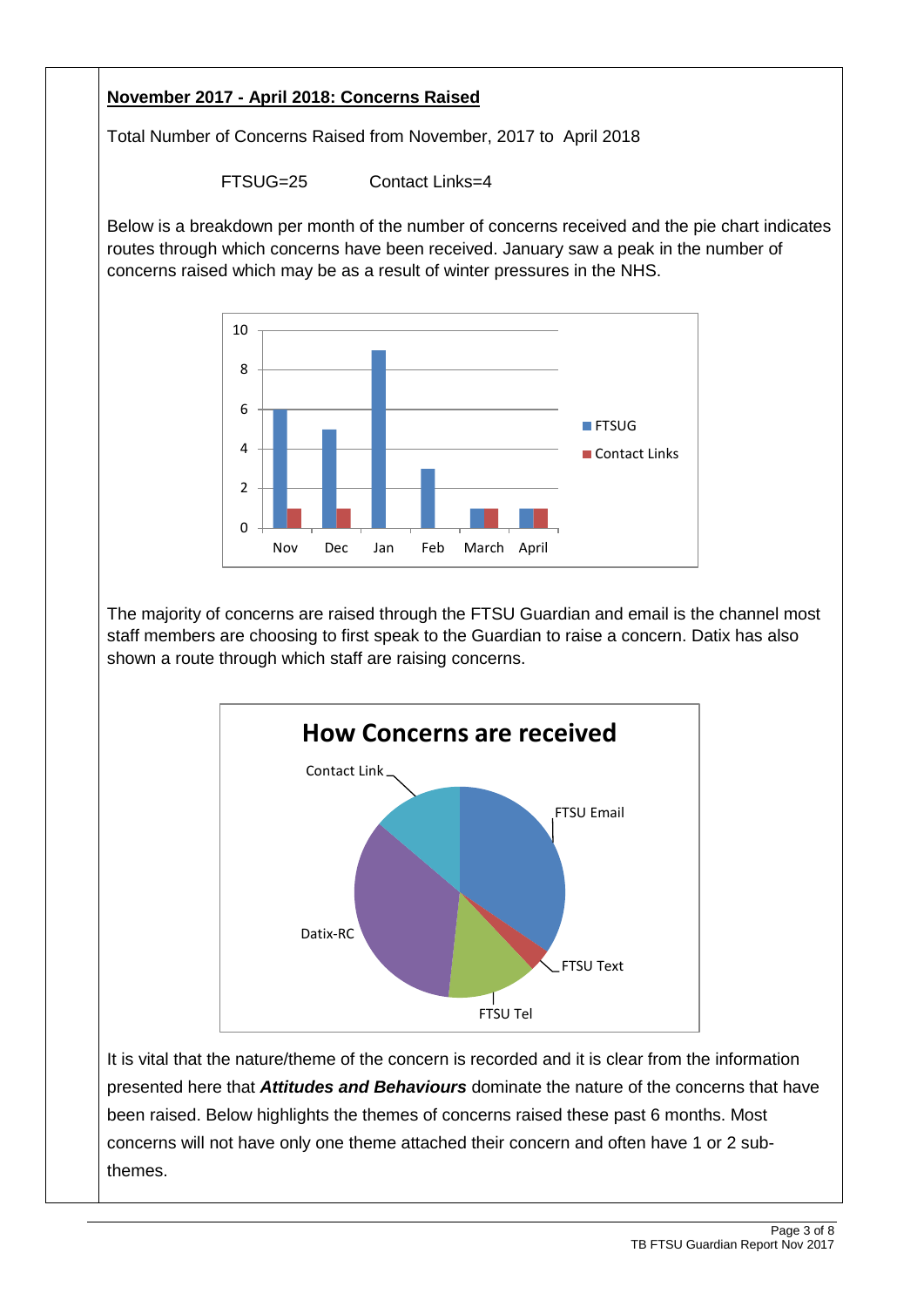**November 2017 - April 2018: Concerns Raised**

Total Number of Concerns Raised from November, 2017 to April 2018

FTSUG=25 Contact Links=4

Below is a breakdown per month of the number of concerns received and the pie chart indicates routes through which concerns have been received. January saw a peak in the number of concerns raised which may be as a result of winter pressures in the NHS.

| Month | FTSUG | Contact Links |
|---|---|---|
| Nov | 6 | 1 |
| Dec | 5 | 1 |
| Jan | 9 | |
| Feb | 3 | |
| March | 1 | 1 |
| April | 1 | 1 |

The majority of concerns are raised through the FTSU Guardian and email is the channel most staff members are choosing to first speak to the Guardian to raise a concern. Datix has also shown a route through which staff are raising concerns.

**How Concerns are received**

Contact Link, FTSU Email, FTSU Text, FTSU Tel, Datix-RC

It is vital that the nature/theme of the concern is recorded and it is clear from the information presented here that ***Attitudes and Behaviours*** dominate the nature of the concerns that have been raised. Below highlights the themes of concerns raised these past 6 months. Most concerns will not have only one theme attached their concern and often have 1 or 2 sub-themes.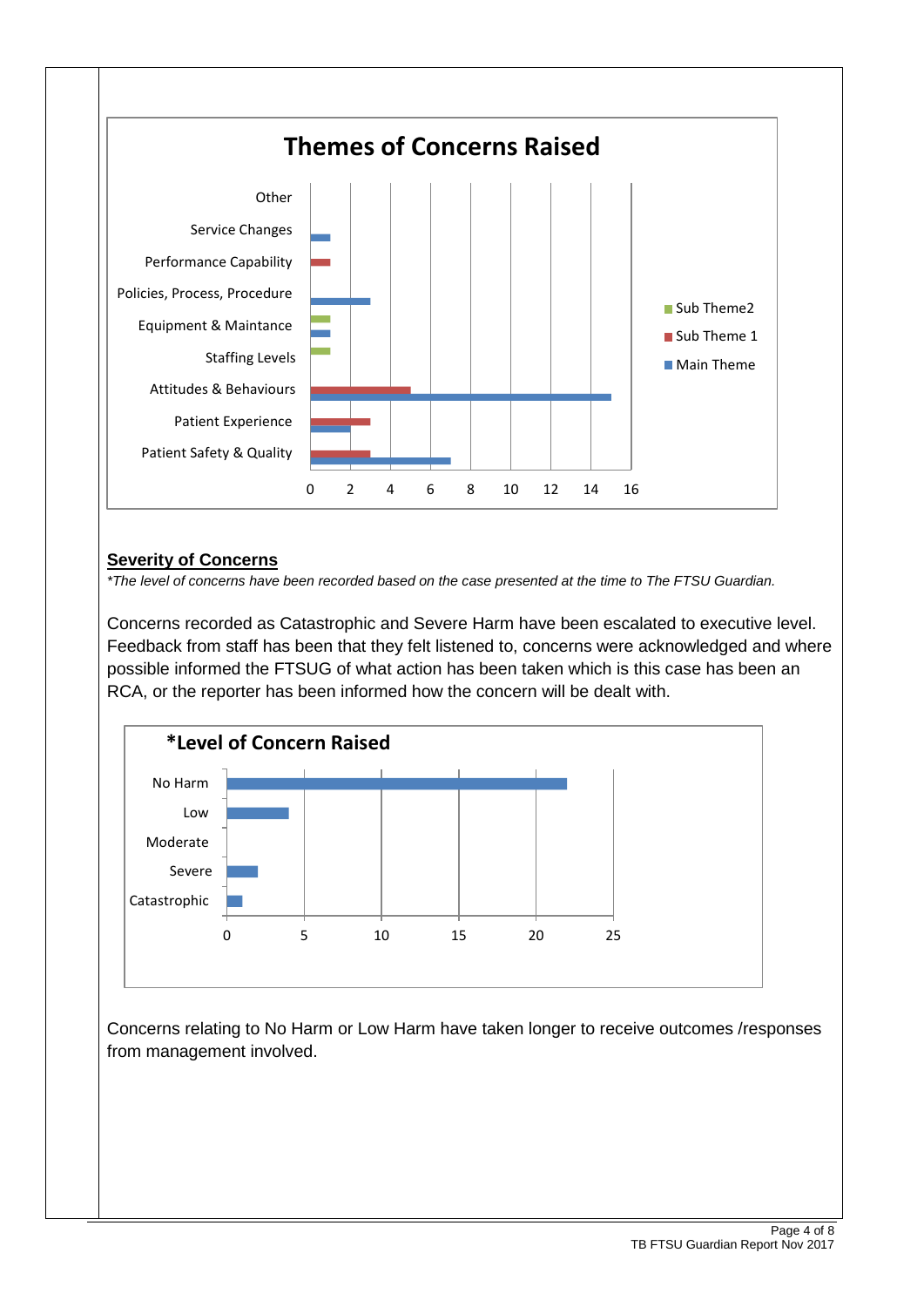**Themes of Concerns Raised**

| Theme | Main Theme | Sub Theme 1 | Sub Theme2 |
|---|---|---|---|
| Other | | | |
| Service Changes | 1 | | |
| Performance Capability | | 1 | |
| Policies, Process, Procedure | 3 | | |
| Equipment & Maintance | 1 | | 1 |
| Staffing Levels | | | 1 |
| Attitudes & Behaviours | 15 | 5 | |
| Patient Experience | 2 | 3 | |
| Patient Safety & Quality | 7 | 3 | |

## Severity of Concerns

*\*The level of concerns have been recorded based on the case presented at the time to The FTSU Guardian.*

Concerns recorded as Catastrophic and Severe Harm have been escalated to executive level. Feedback from staff has been that they felt listened to, concerns were acknowledged and where possible informed the FTSUG of what action has been taken which is this case has been an RCA, or the reporter has been informed how the concern will be dealt with.

**\*Level of Concern Raised**

| Level | Number |
|---|---|
| No Harm | 22 |
| Low | 4 |
| Moderate | 0 |
| Severe | 2 |
| Catastrophic | 1 |

Concerns relating to No Harm or Low Harm have taken longer to receive outcomes /responses from management involved.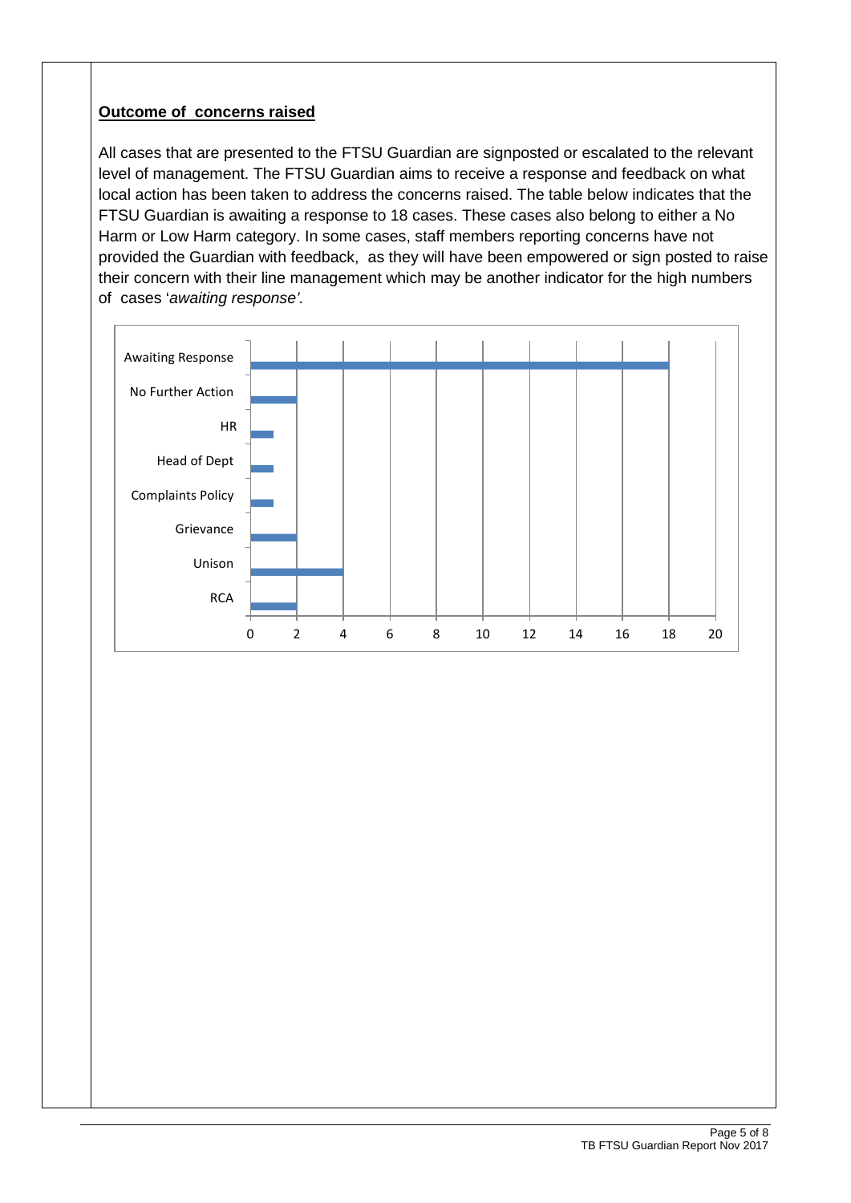**Outcome of concerns raised**

All cases that are presented to the FTSU Guardian are signposted or escalated to the relevant level of management. The FTSU Guardian aims to receive a response and feedback on what local action has been taken to address the concerns raised. The table below indicates that the FTSU Guardian is awaiting a response to 18 cases. These cases also belong to either a No Harm or Low Harm category. In some cases, staff members reporting concerns have not provided the Guardian with feedback, as they will have been empowered or sign posted to raise their concern with their line management which may be another indicator for the high numbers of cases '*awaiting response'*.

| Outcome | Number of cases |
| --- | --- |
| Awaiting Response | 18 |
| No Further Action | 2 |
| HR | 1 |
| Head of Dept | 1 |
| Complaints Policy | 1 |
| Grievance | 2 |
| Unison | 4 |
| RCA | 2 |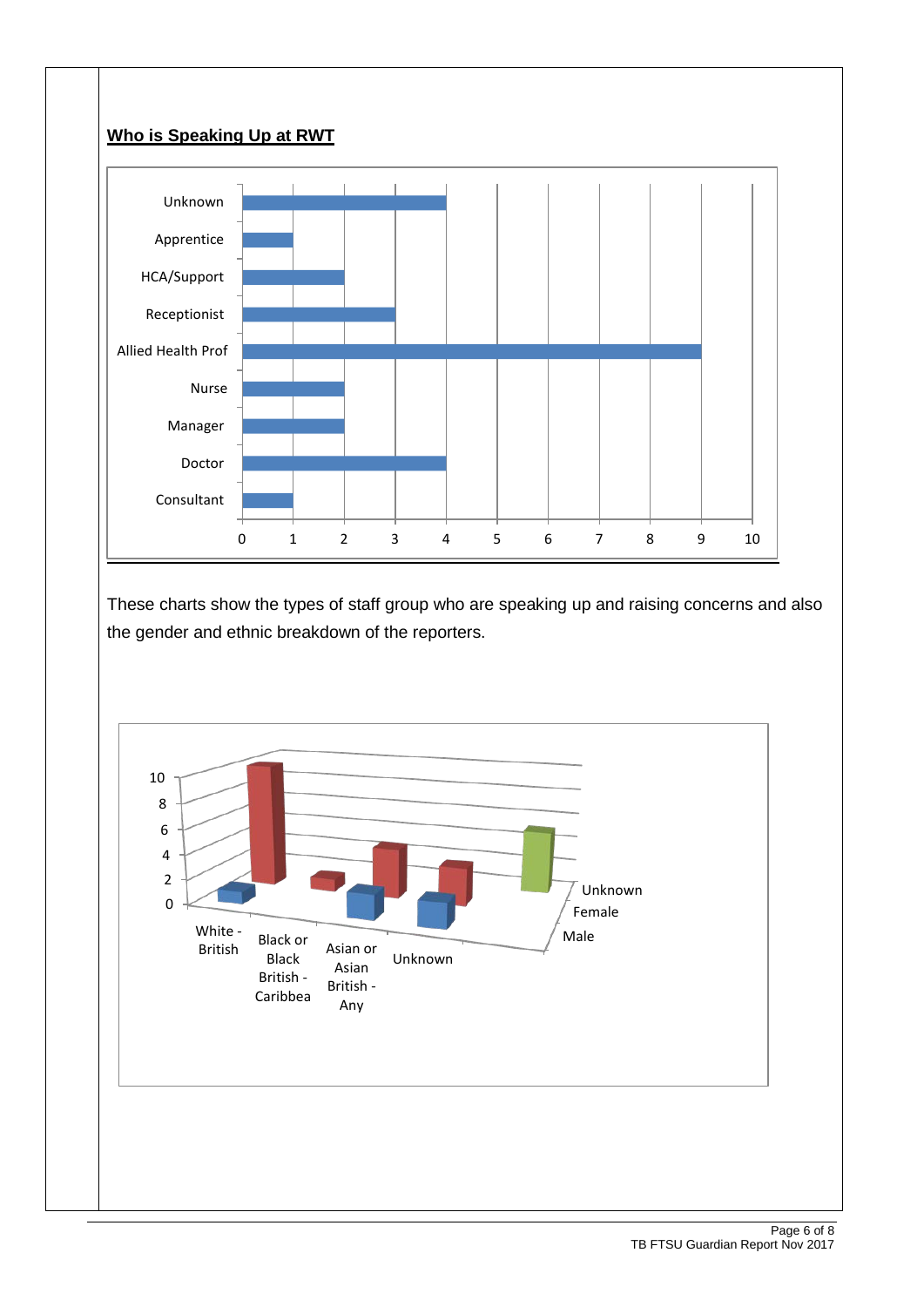**Who is Speaking Up at RWT**

| Staff group | Count |
|---|---|
| Unknown | 4 |
| Apprentice | 1 |
| HCA/Support | 2 |
| Receptionist | 3 |
| Allied Health Prof | 9 |
| Nurse | 2 |
| Manager | 2 |
| Doctor | 4 |
| Consultant | 1 |

These charts show the types of staff group who are speaking up and raising concerns and also the gender and ethnic breakdown of the reporters.

| | White - British | Black or Black British - Caribbea | Asian or Asian British - Any | Unknown |
|---|---|---|---|---|
| Male | 1 | | 2 | 2 |
| Female | 10 | 1 | 4 | 3 |
| Unknown | | | | 5 |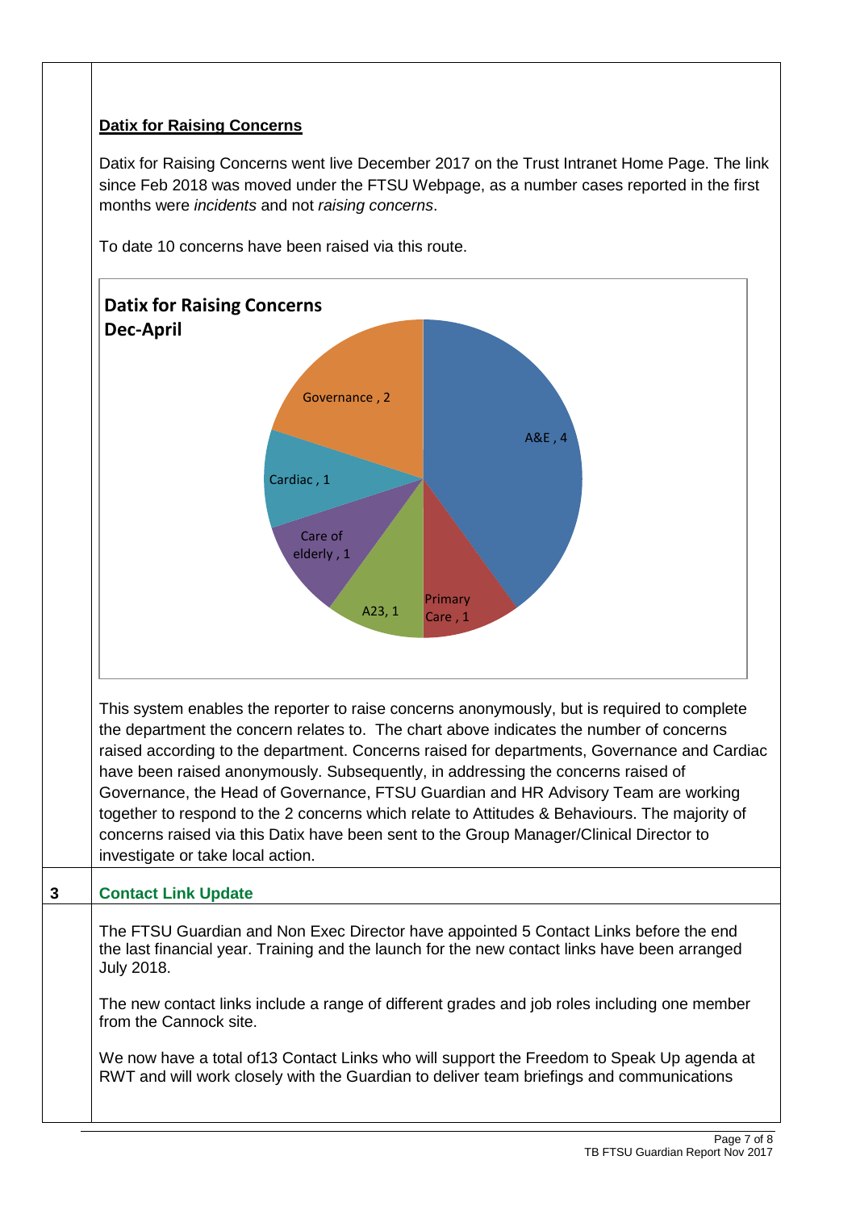**Datix for Raising Concerns**

Datix for Raising Concerns went live December 2017 on the Trust Intranet Home Page. The link since Feb 2018 was moved under the FTSU Webpage, as a number cases reported in the first months were *incidents* and not *raising concerns*.

To date 10 concerns have been raised via this route.

**Datix for Raising Concerns Dec-April**

| Department | Concerns |
|---|---|
| A&E | 4 |
| Primary Care | 1 |
| A23 | 1 |
| Care of elderly | 1 |
| Cardiac | 1 |
| Governance | 2 |

This system enables the reporter to raise concerns anonymously, but is required to complete the department the concern relates to. The chart above indicates the number of concerns raised according to the department. Concerns raised for departments, Governance and Cardiac have been raised anonymously. Subsequently, in addressing the concerns raised of Governance, the Head of Governance, FTSU Guardian and HR Advisory Team are working together to respond to the 2 concerns which relate to Attitudes & Behaviours. The majority of concerns raised via this Datix have been sent to the Group Manager/Clinical Director to investigate or take local action.

## 3 Contact Link Update

The FTSU Guardian and Non Exec Director have appointed 5 Contact Links before the end the last financial year. Training and the launch for the new contact links have been arranged July 2018.

The new contact links include a range of different grades and job roles including one member from the Cannock site.

We now have a total of13 Contact Links who will support the Freedom to Speak Up agenda at RWT and will work closely with the Guardian to deliver team briefings and communications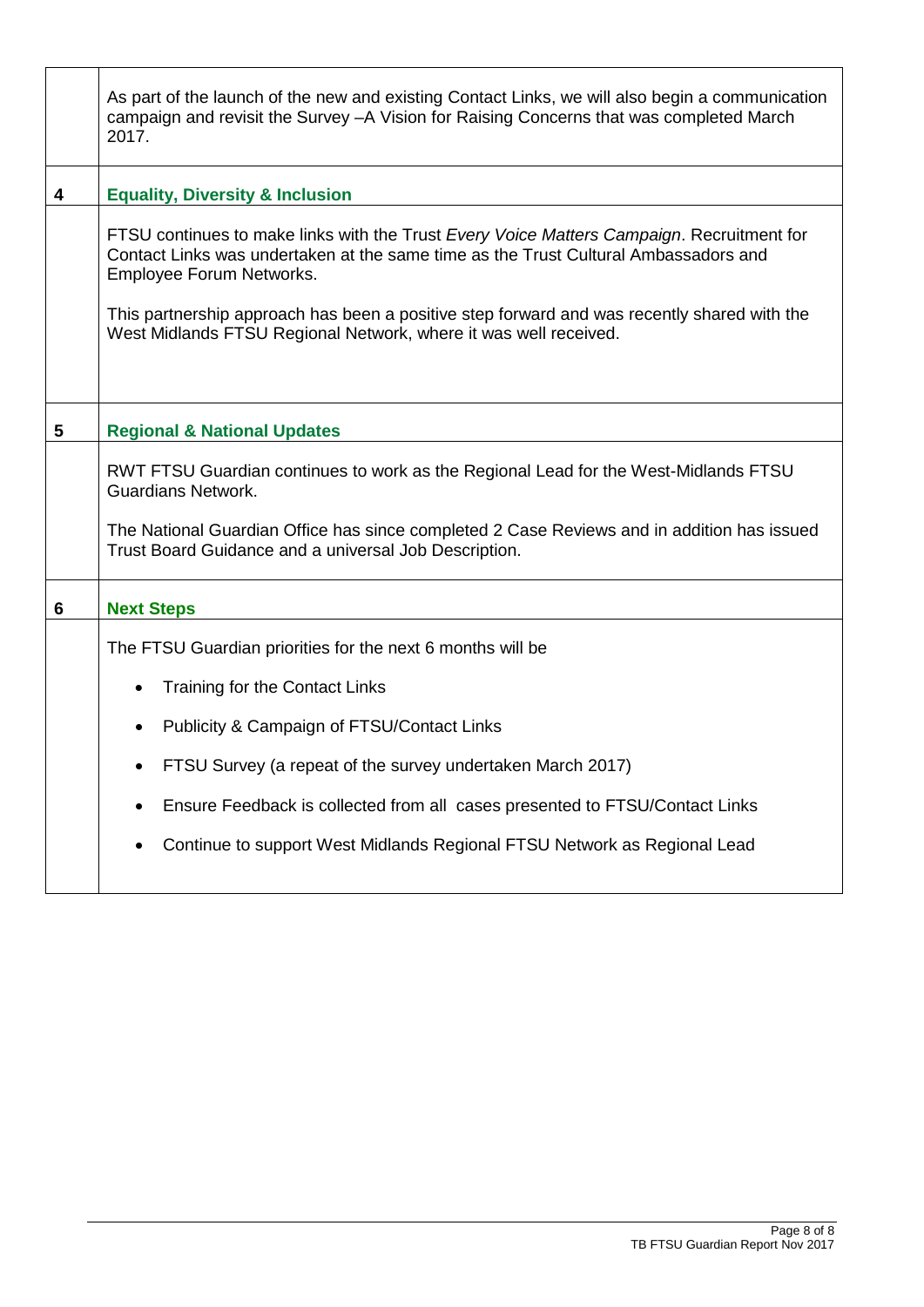| | |
|---|---|
| | As part of the launch of the new and existing Contact Links, we will also begin a communication campaign and revisit the Survey –A Vision for Raising Concerns that was completed March 2017. |
| **4** | **Equality, Diversity & Inclusion** |
| | FTSU continues to make links with the Trust *Every Voice Matters Campaign*. Recruitment for Contact Links was undertaken at the same time as the Trust Cultural Ambassadors and Employee Forum Networks.<br><br>This partnership approach has been a positive step forward and was recently shared with the West Midlands FTSU Regional Network, where it was well received. |
| **5** | **Regional & National Updates** |
| | RWT FTSU Guardian continues to work as the Regional Lead for the West-Midlands FTSU Guardians Network.<br><br>The National Guardian Office has since completed 2 Case Reviews and in addition has issued Trust Board Guidance and a universal Job Description. |
| **6** | **Next Steps** |
| | The FTSU Guardian priorities for the next 6 months will be<br><br>• Training for the Contact Links<br>• Publicity & Campaign of FTSU/Contact Links<br>• FTSU Survey (a repeat of the survey undertaken March 2017)<br>• Ensure Feedback is collected from all cases presented to FTSU/Contact Links<br>• Continue to support West Midlands Regional FTSU Network as Regional Lead |